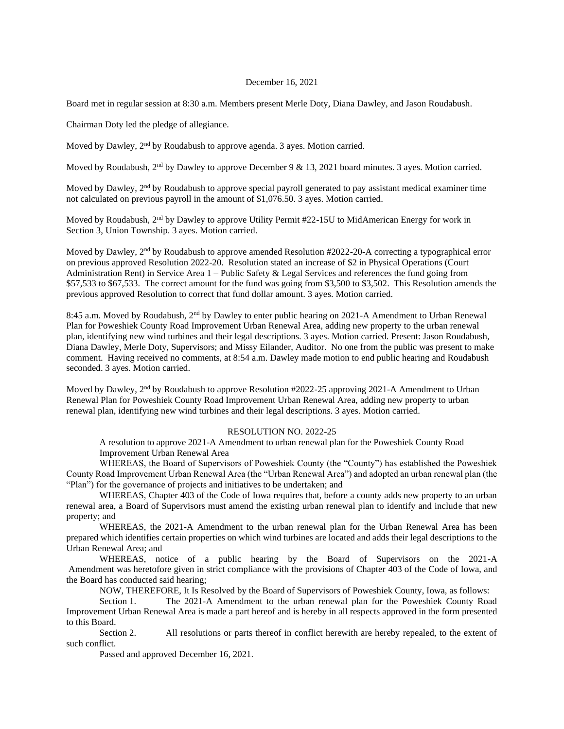December 16, 2021

Board met in regular session at 8:30 a.m. Members present Merle Doty, Diana Dawley, and Jason Roudabush.

Chairman Doty led the pledge of allegiance.

Moved by Dawley, 2nd by Roudabush to approve agenda. 3 ayes. Motion carried.

Moved by Roudabush, 2nd by Dawley to approve December 9 & 13, 2021 board minutes. 3 ayes. Motion carried.

Moved by Dawley, 2nd by Roudabush to approve special payroll generated to pay assistant medical examiner time not calculated on previous payroll in the amount of $1,076.50. 3 ayes. Motion carried.

Moved by Roudabush, 2nd by Dawley to approve Utility Permit #22-15U to MidAmerican Energy for work in Section 3, Union Township. 3 ayes. Motion carried.

Moved by Dawley, 2nd by Roudabush to approve amended Resolution #2022-20-A correcting a typographical error on previous approved Resolution 2022-20. Resolution stated an increase of $2 in Physical Operations (Court Administration Rent) in Service Area 1 – Public Safety & Legal Services and references the fund going from $57,533 to $67,533. The correct amount for the fund was going from $3,500 to $3,502. This Resolution amends the previous approved Resolution to correct that fund dollar amount. 3 ayes. Motion carried.

8:45 a.m. Moved by Roudabush, 2nd by Dawley to enter public hearing on 2021-A Amendment to Urban Renewal Plan for Poweshiek County Road Improvement Urban Renewal Area, adding new property to the urban renewal plan, identifying new wind turbines and their legal descriptions. 3 ayes. Motion carried. Present: Jason Roudabush, Diana Dawley, Merle Doty, Supervisors; and Missy Eilander, Auditor. No one from the public was present to make comment. Having received no comments, at 8:54 a.m. Dawley made motion to end public hearing and Roudabush seconded. 3 ayes. Motion carried.

Moved by Dawley, 2nd by Roudabush to approve Resolution #2022-25 approving 2021-A Amendment to Urban Renewal Plan for Poweshiek County Road Improvement Urban Renewal Area, adding new property to urban renewal plan, identifying new wind turbines and their legal descriptions. 3 ayes. Motion carried.

RESOLUTION NO. 2022-25

A resolution to approve 2021-A Amendment to urban renewal plan for the Poweshiek County Road Improvement Urban Renewal Area

WHEREAS, the Board of Supervisors of Poweshiek County (the "County") has established the Poweshiek County Road Improvement Urban Renewal Area (the "Urban Renewal Area") and adopted an urban renewal plan (the "Plan") for the governance of projects and initiatives to be undertaken; and

WHEREAS, Chapter 403 of the Code of Iowa requires that, before a county adds new property to an urban renewal area, a Board of Supervisors must amend the existing urban renewal plan to identify and include that new property; and

WHEREAS, the 2021-A Amendment to the urban renewal plan for the Urban Renewal Area has been prepared which identifies certain properties on which wind turbines are located and adds their legal descriptions to the Urban Renewal Area; and

WHEREAS, notice of a public hearing by the Board of Supervisors on the 2021-A Amendment was heretofore given in strict compliance with the provisions of Chapter 403 of the Code of Iowa, and the Board has conducted said hearing;

NOW, THEREFORE, It Is Resolved by the Board of Supervisors of Poweshiek County, Iowa, as follows:

Section 1. The 2021-A Amendment to the urban renewal plan for the Poweshiek County Road Improvement Urban Renewal Area is made a part hereof and is hereby in all respects approved in the form presented to this Board.

Section 2. All resolutions or parts thereof in conflict herewith are hereby repealed, to the extent of such conflict.

Passed and approved December 16, 2021.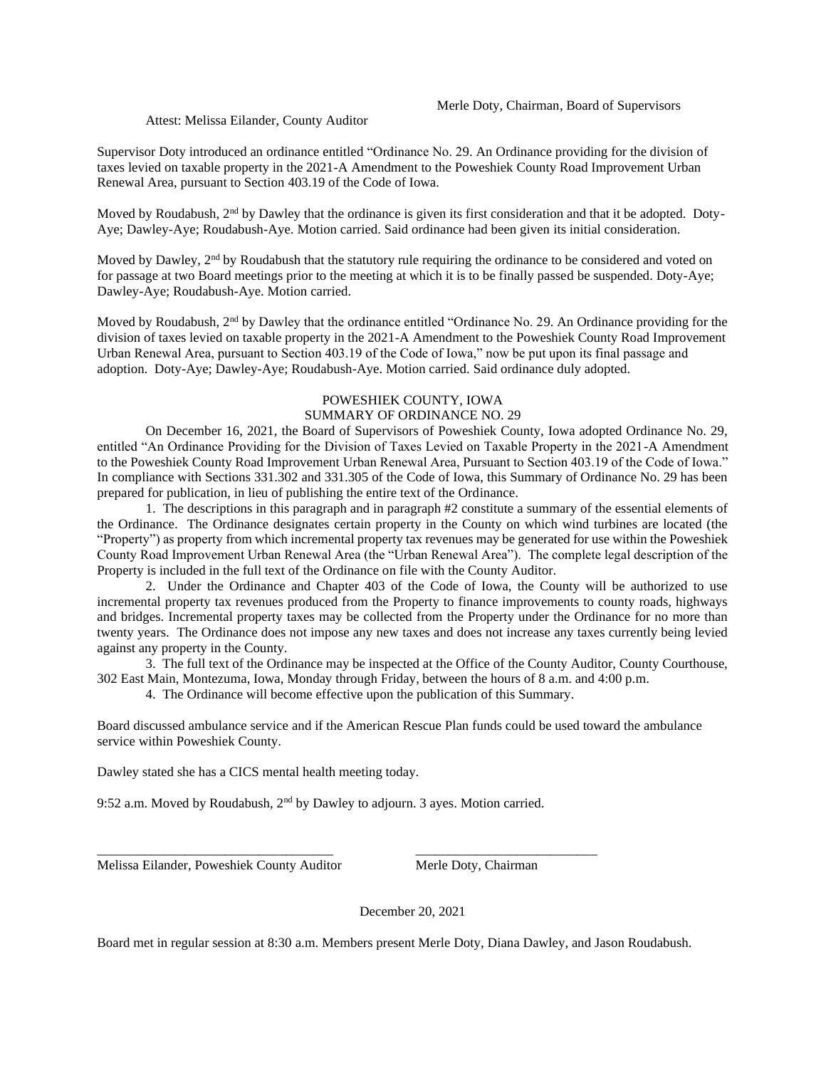Merle Doty, Chairman, Board of Supervisors

Attest: Melissa Eilander, County Auditor

Supervisor Doty introduced an ordinance entitled "Ordinance No. 29. An Ordinance providing for the division of taxes levied on taxable property in the 2021-A Amendment to the Poweshiek County Road Improvement Urban Renewal Area, pursuant to Section 403.19 of the Code of Iowa.

Moved by Roudabush, 2nd by Dawley that the ordinance is given its first consideration and that it be adopted. Doty-Aye; Dawley-Aye; Roudabush-Aye. Motion carried. Said ordinance had been given its initial consideration.

Moved by Dawley, 2nd by Roudabush that the statutory rule requiring the ordinance to be considered and voted on for passage at two Board meetings prior to the meeting at which it is to be finally passed be suspended. Doty-Aye; Dawley-Aye; Roudabush-Aye. Motion carried.

Moved by Roudabush, 2nd by Dawley that the ordinance entitled "Ordinance No. 29. An Ordinance providing for the division of taxes levied on taxable property in the 2021-A Amendment to the Poweshiek County Road Improvement Urban Renewal Area, pursuant to Section 403.19 of the Code of Iowa," now be put upon its final passage and adoption. Doty-Aye; Dawley-Aye; Roudabush-Aye. Motion carried. Said ordinance duly adopted.

POWESHIEK COUNTY, IOWA
SUMMARY OF ORDINANCE NO. 29

On December 16, 2021, the Board of Supervisors of Poweshiek County, Iowa adopted Ordinance No. 29, entitled "An Ordinance Providing for the Division of Taxes Levied on Taxable Property in the 2021-A Amendment to the Poweshiek County Road Improvement Urban Renewal Area, Pursuant to Section 403.19 of the Code of Iowa." In compliance with Sections 331.302 and 331.305 of the Code of Iowa, this Summary of Ordinance No. 29 has been prepared for publication, in lieu of publishing the entire text of the Ordinance.

1. The descriptions in this paragraph and in paragraph #2 constitute a summary of the essential elements of the Ordinance. The Ordinance designates certain property in the County on which wind turbines are located (the "Property") as property from which incremental property tax revenues may be generated for use within the Poweshiek County Road Improvement Urban Renewal Area (the "Urban Renewal Area"). The complete legal description of the Property is included in the full text of the Ordinance on file with the County Auditor.

2. Under the Ordinance and Chapter 403 of the Code of Iowa, the County will be authorized to use incremental property tax revenues produced from the Property to finance improvements to county roads, highways and bridges. Incremental property taxes may be collected from the Property under the Ordinance for no more than twenty years. The Ordinance does not impose any new taxes and does not increase any taxes currently being levied against any property in the County.

3. The full text of the Ordinance may be inspected at the Office of the County Auditor, County Courthouse, 302 East Main, Montezuma, Iowa, Monday through Friday, between the hours of 8 a.m. and 4:00 p.m.

4. The Ordinance will become effective upon the publication of this Summary.

Board discussed ambulance service and if the American Rescue Plan funds could be used toward the ambulance service within Poweshiek County.

Dawley stated she has a CICS mental health meeting today.

9:52 a.m. Moved by Roudabush, 2nd by Dawley to adjourn. 3 ayes. Motion carried.

\_\_\_\_\_\_\_\_\_\_\_\_\_\_\_\_\_\_\_\_\_\_\_\_\_\_\_\_\_\_\_\_\_\_\_ \_\_\_\_\_\_\_\_\_\_\_\_\_\_\_\_\_\_\_\_\_\_\_\_\_\_\_

Melissa Eilander, Poweshiek County Auditor Merle Doty, Chairman

December 20, 2021

Board met in regular session at 8:30 a.m. Members present Merle Doty, Diana Dawley, and Jason Roudabush.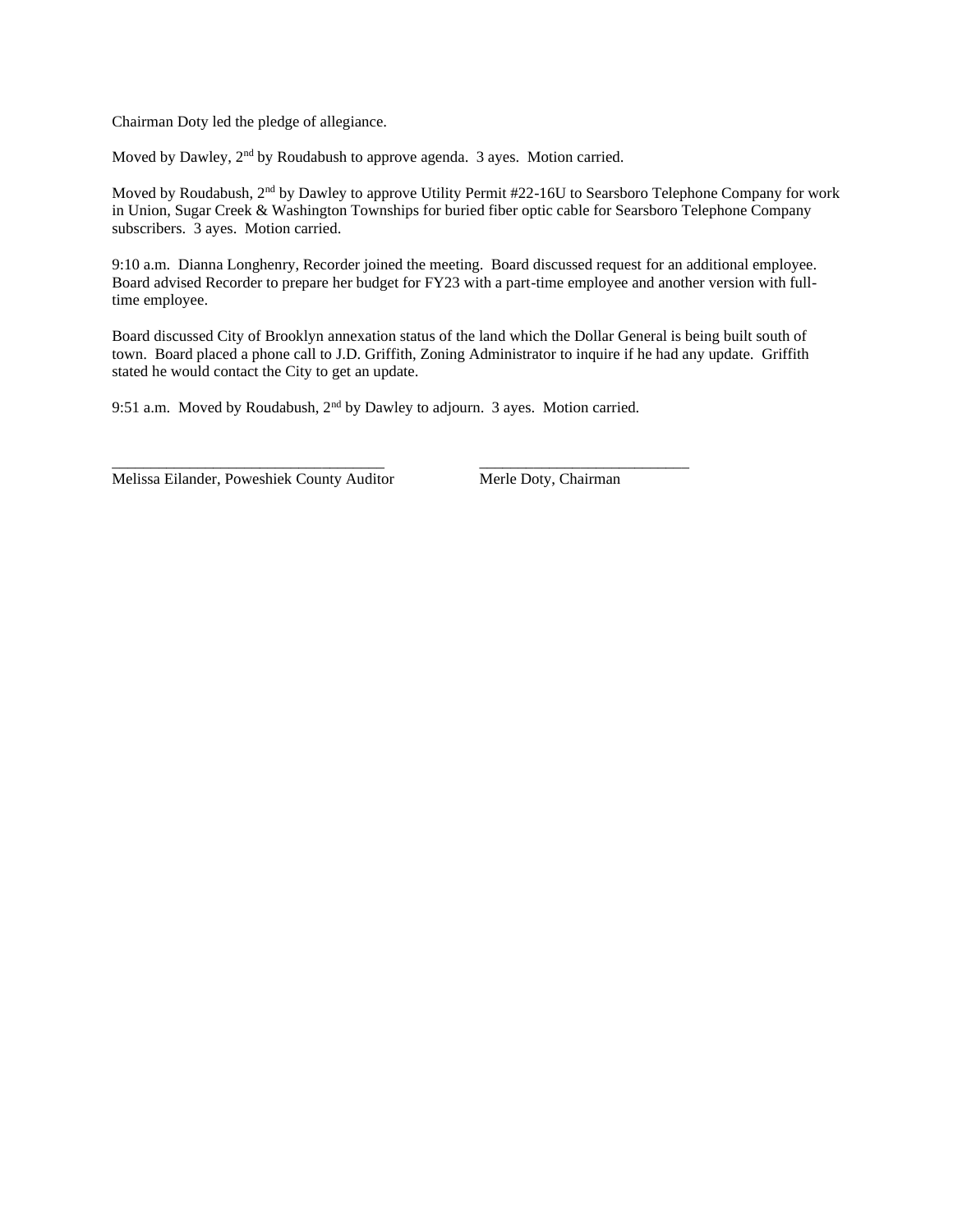Chairman Doty led the pledge of allegiance.

Moved by Dawley, 2nd by Roudabush to approve agenda. 3 ayes. Motion carried.

Moved by Roudabush, 2nd by Dawley to approve Utility Permit #22-16U to Searsboro Telephone Company for work in Union, Sugar Creek & Washington Townships for buried fiber optic cable for Searsboro Telephone Company subscribers. 3 ayes. Motion carried.

9:10 a.m. Dianna Longhenry, Recorder joined the meeting. Board discussed request for an additional employee. Board advised Recorder to prepare her budget for FY23 with a part-time employee and another version with full-time employee.

Board discussed City of Brooklyn annexation status of the land which the Dollar General is being built south of town. Board placed a phone call to J.D. Griffith, Zoning Administrator to inquire if he had any update. Griffith stated he would contact the City to get an update.

9:51 a.m. Moved by Roudabush, 2nd by Dawley to adjourn. 3 ayes. Motion carried.

\_\_\_\_\_\_\_\_\_\_\_\_\_\_\_\_\_\_\_\_\_\_\_\_\_\_\_\_\_\_\_\_\_\_\_\_
Melissa Eilander, Poweshiek County Auditor

\_\_\_\_\_\_\_\_\_\_\_\_\_\_\_\_\_\_\_\_\_\_\_\_\_\_\_\_
Merle Doty, Chairman